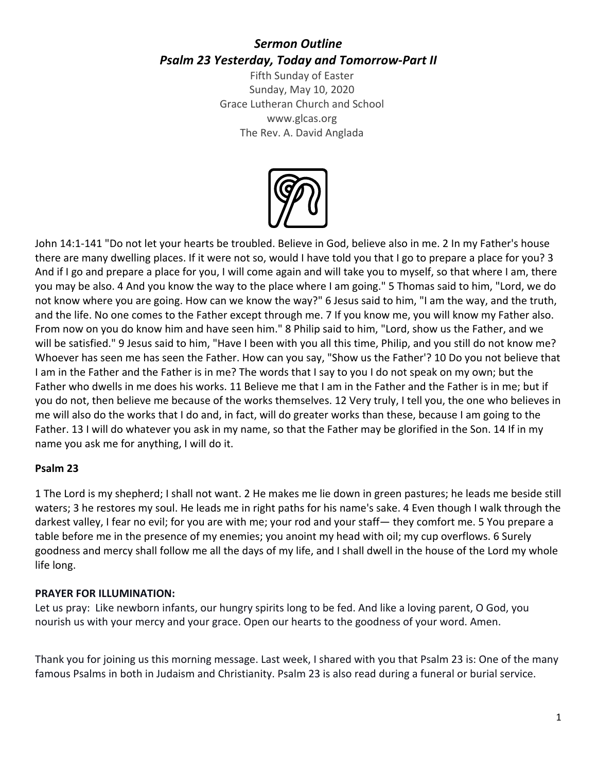# *Sermon Outline*
## *Psalm 23 Yesterday, Today and Tomorrow-Part II*

Fifth Sunday of Easter
Sunday, May 10, 2020
Grace Lutheran Church and School
www.glcas.org
The Rev. A. David Anglada

John 14:1-141 "Do not let your hearts be troubled. Believe in God, believe also in me. 2 In my Father's house there are many dwelling places. If it were not so, would I have told you that I go to prepare a place for you? 3 And if I go and prepare a place for you, I will come again and will take you to myself, so that where I am, there you may be also. 4 And you know the way to the place where I am going." 5 Thomas said to him, "Lord, we do not know where you are going. How can we know the way?" 6 Jesus said to him, "I am the way, and the truth, and the life. No one comes to the Father except through me. 7 If you know me, you will know my Father also. From now on you do know him and have seen him." 8 Philip said to him, "Lord, show us the Father, and we will be satisfied." 9 Jesus said to him, "Have I been with you all this time, Philip, and you still do not know me? Whoever has seen me has seen the Father. How can you say, "Show us the Father'? 10 Do you not believe that I am in the Father and the Father is in me? The words that I say to you I do not speak on my own; but the Father who dwells in me does his works. 11 Believe me that I am in the Father and the Father is in me; but if you do not, then believe me because of the works themselves. 12 Very truly, I tell you, the one who believes in me will also do the works that I do and, in fact, will do greater works than these, because I am going to the Father. 13 I will do whatever you ask in my name, so that the Father may be glorified in the Son. 14 If in my name you ask me for anything, I will do it.

**Psalm 23**

1 The Lord is my shepherd; I shall not want. 2 He makes me lie down in green pastures; he leads me beside still waters; 3 he restores my soul. He leads me in right paths for his name's sake. 4 Even though I walk through the darkest valley, I fear no evil; for you are with me; your rod and your staff— they comfort me. 5 You prepare a table before me in the presence of my enemies; you anoint my head with oil; my cup overflows. 6 Surely goodness and mercy shall follow me all the days of my life, and I shall dwell in the house of the Lord my whole life long.

**PRAYER FOR ILLUMINATION:**
Let us pray: Like newborn infants, our hungry spirits long to be fed. And like a loving parent, O God, you nourish us with your mercy and your grace. Open our hearts to the goodness of your word. Amen.

Thank you for joining us this morning message. Last week, I shared with you that Psalm 23 is: One of the many famous Psalms in both in Judaism and Christianity. Psalm 23 is also read during a funeral or burial service.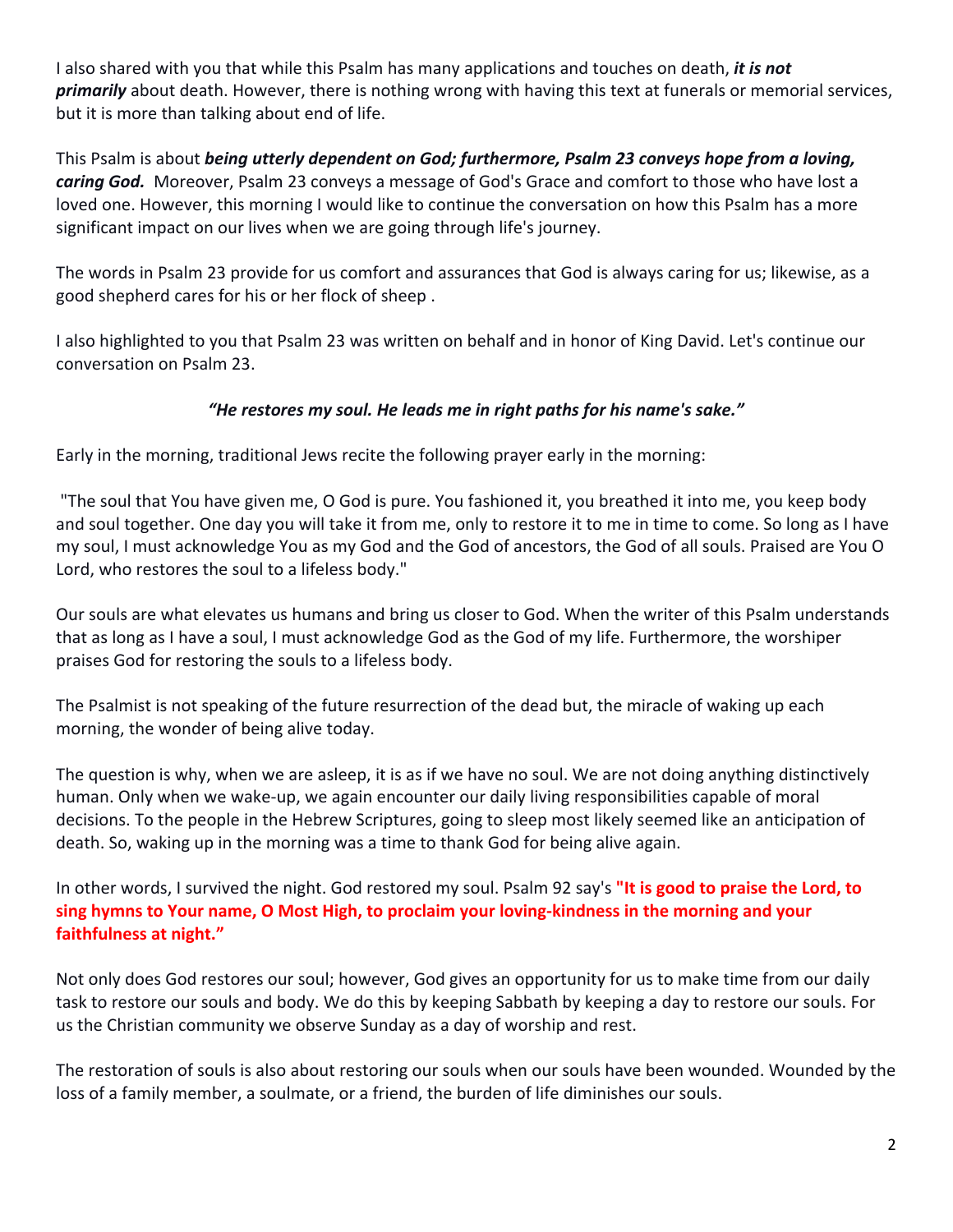I also shared with you that while this Psalm has many applications and touches on death, ***it is not primarily*** about death. However, there is nothing wrong with having this text at funerals or memorial services, but it is more than talking about end of life.

This Psalm is about ***being utterly dependent on God; furthermore, Psalm 23 conveys hope from a loving, caring God.*** Moreover, Psalm 23 conveys a message of God's Grace and comfort to those who have lost a loved one. However, this morning I would like to continue the conversation on how this Psalm has a more significant impact on our lives when we are going through life's journey.

The words in Psalm 23 provide for us comfort and assurances that God is always caring for us; likewise, as a good shepherd cares for his or her flock of sheep .

I also highlighted to you that Psalm 23 was written on behalf and in honor of King David. Let's continue our conversation on Psalm 23.

***"He restores my soul. He leads me in right paths for his name's sake."***

Early in the morning, traditional Jews recite the following prayer early in the morning:

"The soul that You have given me, O God is pure. You fashioned it, you breathed it into me, you keep body and soul together. One day you will take it from me, only to restore it to me in time to come. So long as I have my soul, I must acknowledge You as my God and the God of ancestors, the God of all souls. Praised are You O Lord, who restores the soul to a lifeless body."

Our souls are what elevates us humans and bring us closer to God. When the writer of this Psalm understands that as long as I have a soul, I must acknowledge God as the God of my life. Furthermore, the worshiper praises God for restoring the souls to a lifeless body.

The Psalmist is not speaking of the future resurrection of the dead but, the miracle of waking up each morning, the wonder of being alive today.

The question is why, when we are asleep, it is as if we have no soul. We are not doing anything distinctively human. Only when we wake-up, we again encounter our daily living responsibilities capable of moral decisions. To the people in the Hebrew Scriptures, going to sleep most likely seemed like an anticipation of death. So, waking up in the morning was a time to thank God for being alive again.

In other words, I survived the night. God restored my soul. Psalm 92 say's **"It is good to praise the Lord, to sing hymns to Your name, O Most High, to proclaim your loving-kindness in the morning and your faithfulness at night."**

Not only does God restores our soul; however, God gives an opportunity for us to make time from our daily task to restore our souls and body. We do this by keeping Sabbath by keeping a day to restore our souls. For us the Christian community we observe Sunday as a day of worship and rest.

The restoration of souls is also about restoring our souls when our souls have been wounded. Wounded by the loss of a family member, a soulmate, or a friend, the burden of life diminishes our souls.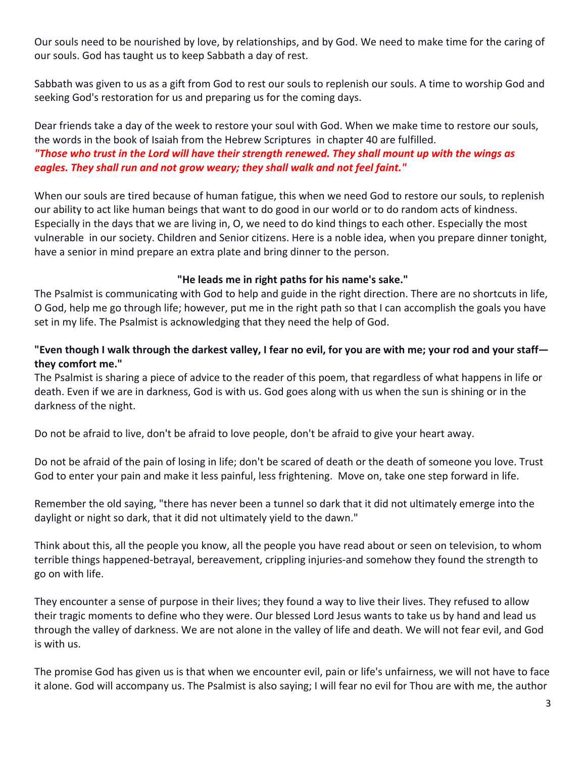Our souls need to be nourished by love, by relationships, and by God. We need to make time for the caring of our souls. God has taught us to keep Sabbath a day of rest.

Sabbath was given to us as a gift from God to rest our souls to replenish our souls. A time to worship God and seeking God's restoration for us and preparing us for the coming days.

Dear friends take a day of the week to restore your soul with God. When we make time to restore our souls, the words in the book of Isaiah from the Hebrew Scriptures in chapter 40 are fulfilled.
***"Those who trust in the Lord will have their strength renewed. They shall mount up with the wings as eagles. They shall run and not grow weary; they shall walk and not feel faint."***

When our souls are tired because of human fatigue, this when we need God to restore our souls, to replenish our ability to act like human beings that want to do good in our world or to do random acts of kindness. Especially in the days that we are living in, O, we need to do kind things to each other. Especially the most vulnerable in our society. Children and Senior citizens. Here is a noble idea, when you prepare dinner tonight, have a senior in mind prepare an extra plate and bring dinner to the person.

**"He leads me in right paths for his name's sake."**

The Psalmist is communicating with God to help and guide in the right direction. There are no shortcuts in life, O God, help me go through life; however, put me in the right path so that I can accomplish the goals you have set in my life. The Psalmist is acknowledging that they need the help of God.

**"Even though I walk through the darkest valley, I fear no evil, for you are with me; your rod and your staff—they comfort me."**

The Psalmist is sharing a piece of advice to the reader of this poem, that regardless of what happens in life or death. Even if we are in darkness, God is with us. God goes along with us when the sun is shining or in the darkness of the night.

Do not be afraid to live, don't be afraid to love people, don't be afraid to give your heart away.

Do not be afraid of the pain of losing in life; don't be scared of death or the death of someone you love. Trust God to enter your pain and make it less painful, less frightening. Move on, take one step forward in life.

Remember the old saying, "there has never been a tunnel so dark that it did not ultimately emerge into the daylight or night so dark, that it did not ultimately yield to the dawn."

Think about this, all the people you know, all the people you have read about or seen on television, to whom terrible things happened-betrayal, bereavement, crippling injuries-and somehow they found the strength to go on with life.

They encounter a sense of purpose in their lives; they found a way to live their lives. They refused to allow their tragic moments to define who they were. Our blessed Lord Jesus wants to take us by hand and lead us through the valley of darkness. We are not alone in the valley of life and death. We will not fear evil, and God is with us.

The promise God has given us is that when we encounter evil, pain or life's unfairness, we will not have to face it alone. God will accompany us. The Psalmist is also saying; I will fear no evil for Thou are with me, the author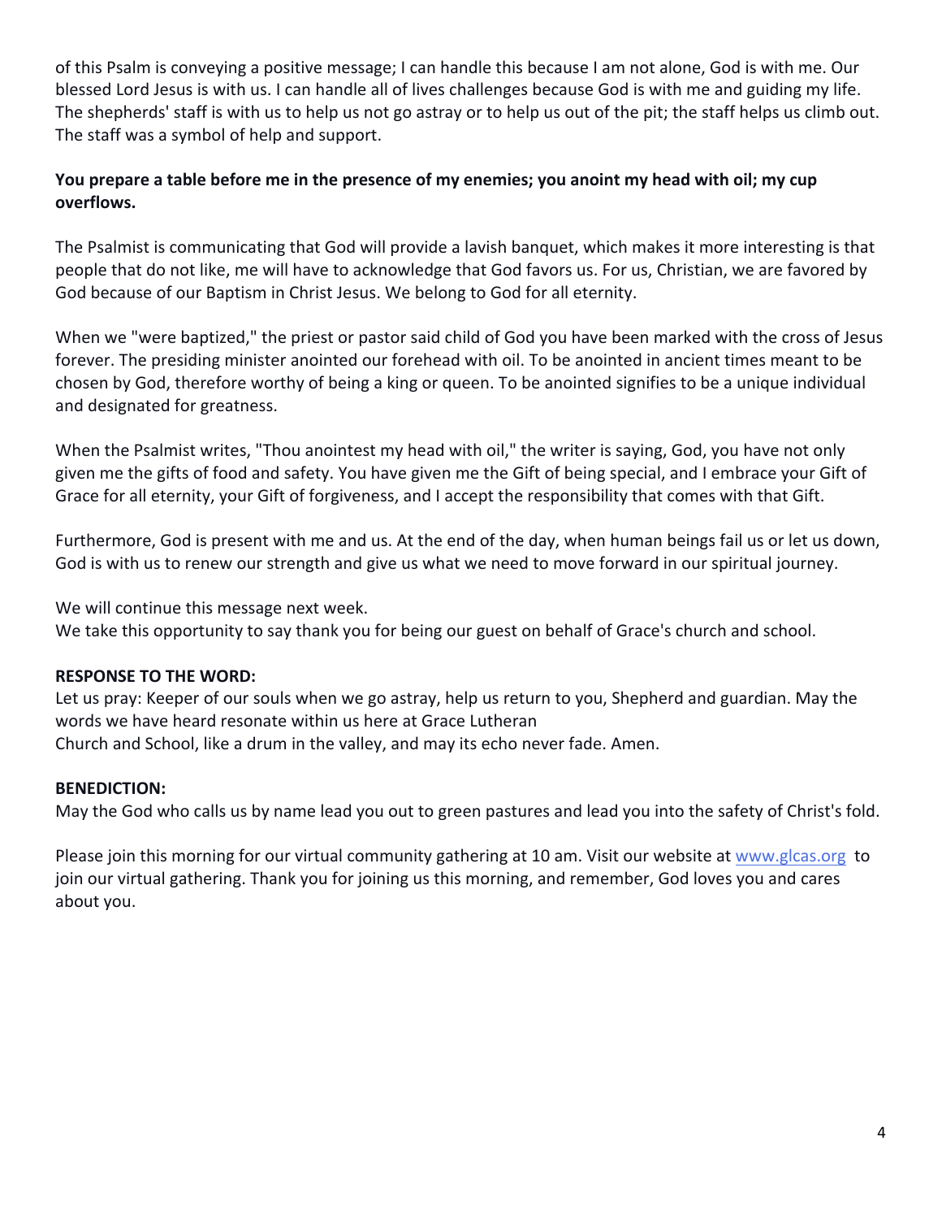of this Psalm is conveying a positive message; I can handle this because I am not alone, God is with me. Our blessed Lord Jesus is with us. I can handle all of lives challenges because God is with me and guiding my life. The shepherds' staff is with us to help us not go astray or to help us out of the pit; the staff helps us climb out. The staff was a symbol of help and support.

**You prepare a table before me in the presence of my enemies; you anoint my head with oil; my cup overflows.**

The Psalmist is communicating that God will provide a lavish banquet, which makes it more interesting is that people that do not like, me will have to acknowledge that God favors us. For us, Christian, we are favored by God because of our Baptism in Christ Jesus. We belong to God for all eternity.

When we "were baptized," the priest or pastor said child of God you have been marked with the cross of Jesus forever. The presiding minister anointed our forehead with oil. To be anointed in ancient times meant to be chosen by God, therefore worthy of being a king or queen. To be anointed signifies to be a unique individual and designated for greatness.

When the Psalmist writes, "Thou anointest my head with oil," the writer is saying, God, you have not only given me the gifts of food and safety. You have given me the Gift of being special, and I embrace your Gift of Grace for all eternity, your Gift of forgiveness, and I accept the responsibility that comes with that Gift.

Furthermore, God is present with me and us. At the end of the day, when human beings fail us or let us down, God is with us to renew our strength and give us what we need to move forward in our spiritual journey.

We will continue this message next week.
We take this opportunity to say thank you for being our guest on behalf of Grace's church and school.

**RESPONSE TO THE WORD:**
Let us pray: Keeper of our souls when we go astray, help us return to you, Shepherd and guardian. May the words we have heard resonate within us here at Grace Lutheran
Church and School, like a drum in the valley, and may its echo never fade. Amen.

**BENEDICTION:**
May the God who calls us by name lead you out to green pastures and lead you into the safety of Christ's fold.

Please join this morning for our virtual community gathering at 10 am. Visit our website at [www.glcas.org](http://www.glcas.org) to join our virtual gathering. Thank you for joining us this morning, and remember, God loves you and cares about you.